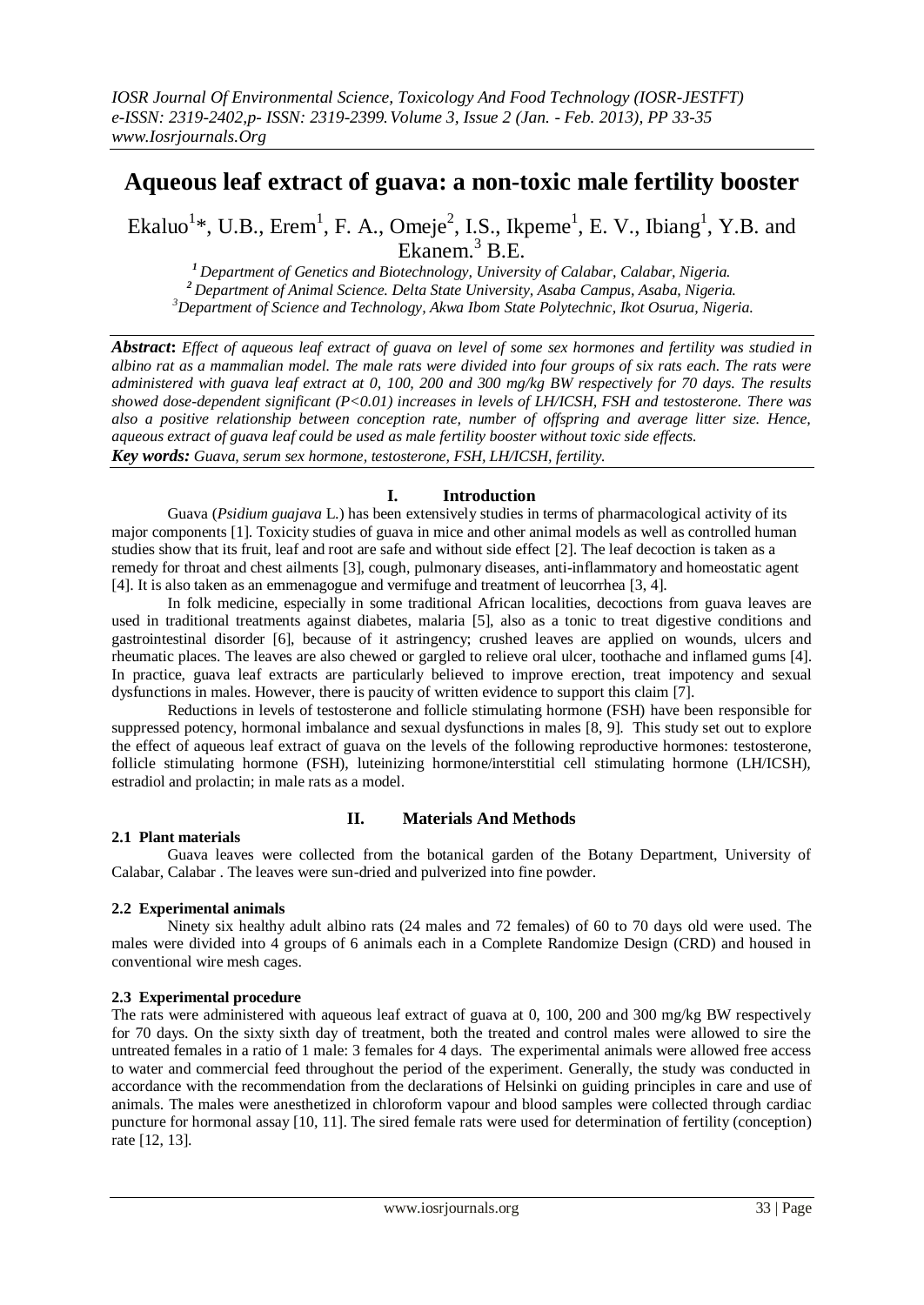# Aqueous leaf extract of guava: a non-toxic male fertility booster

Ekaluo[1]*, U.B., Erem[1], F. A., Omeje[2], I.S., Ikpeme[1], E. V., Ibiang[1], Y.B. and Ekanem.[3] B.E.

[1] *Department of Genetics and Biotechnology, University of Calabar, Calabar, Nigeria.*
[2] *Department of Animal Science. Delta State University, Asaba Campus, Asaba, Nigeria.*
[3] *Department of Science and Technology, Akwa Ibom State Polytechnic, Ikot Osurua, Nigeria.*

***Abstract*:** *Effect of aqueous leaf extract of guava on level of some sex hormones and fertility was studied in albino rat as a mammalian model. The male rats were divided into four groups of six rats each. The rats were administered with guava leaf extract at 0, 100, 200 and 300 mg/kg BW respectively for 70 days. The results showed dose-dependent significant (P<0.01) increases in levels of LH/ICSH, FSH and testosterone. There was also a positive relationship between conception rate, number of offspring and average litter size. Hence, aqueous extract of guava leaf could be used as male fertility booster without toxic side effects.*

***Key words:*** *Guava, serum sex hormone, testosterone, FSH, LH/ICSH, fertility.*

## I. Introduction

Guava (*Psidium guajava* L.) has been extensively studies in terms of pharmacological activity of its major components [1]. Toxicity studies of guava in mice and other animal models as well as controlled human studies show that its fruit, leaf and root are safe and without side effect [2]. The leaf decoction is taken as a remedy for throat and chest ailments [3], cough, pulmonary diseases, anti-inflammatory and homeostatic agent [4]. It is also taken as an emmenagogue and vermifuge and treatment of leucorrhea [3, 4].

In folk medicine, especially in some traditional African localities, decoctions from guava leaves are used in traditional treatments against diabetes, malaria [5], also as a tonic to treat digestive conditions and gastrointestinal disorder [6], because of it astringency; crushed leaves are applied on wounds, ulcers and rheumatic places. The leaves are also chewed or gargled to relieve oral ulcer, toothache and inflamed gums [4]. In practice, guava leaf extracts are particularly believed to improve erection, treat impotency and sexual dysfunctions in males. However, there is paucity of written evidence to support this claim [7].

Reductions in levels of testosterone and follicle stimulating hormone (FSH) have been responsible for suppressed potency, hormonal imbalance and sexual dysfunctions in males [8, 9]. This study set out to explore the effect of aqueous leaf extract of guava on the levels of the following reproductive hormones: testosterone, follicle stimulating hormone (FSH), luteinizing hormone/interstitial cell stimulating hormone (LH/ICSH), estradiol and prolactin; in male rats as a model.

## II. Materials And Methods

### 2.1 Plant materials

Guava leaves were collected from the botanical garden of the Botany Department, University of Calabar, Calabar . The leaves were sun-dried and pulverized into fine powder.

### 2.2 Experimental animals

Ninety six healthy adult albino rats (24 males and 72 females) of 60 to 70 days old were used. The males were divided into 4 groups of 6 animals each in a Complete Randomize Design (CRD) and housed in conventional wire mesh cages.

### 2.3 Experimental procedure

The rats were administered with aqueous leaf extract of guava at 0, 100, 200 and 300 mg/kg BW respectively for 70 days. On the sixty sixth day of treatment, both the treated and control males were allowed to sire the untreated females in a ratio of 1 male: 3 females for 4 days. The experimental animals were allowed free access to water and commercial feed throughout the period of the experiment. Generally, the study was conducted in accordance with the recommendation from the declarations of Helsinki on guiding principles in care and use of animals. The males were anesthetized in chloroform vapour and blood samples were collected through cardiac puncture for hormonal assay [10, 11]. The sired female rats were used for determination of fertility (conception) rate [12, 13].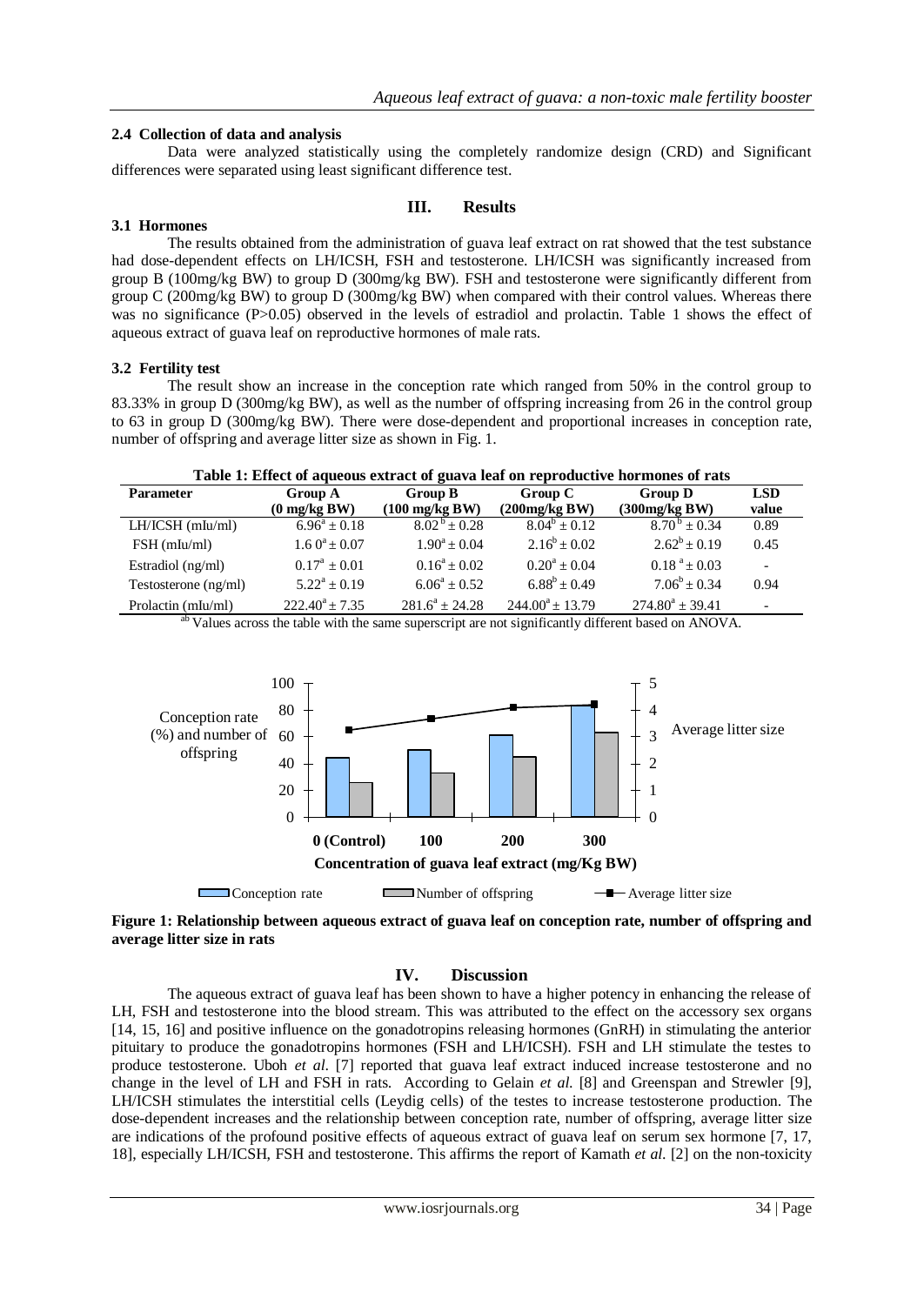### 2.4 Collection of data and analysis

Data were analyzed statistically using the completely randomize design (CRD) and Significant differences were separated using least significant difference test.

## III. Results

### 3.1 Hormones

The results obtained from the administration of guava leaf extract on rat showed that the test substance had dose-dependent effects on LH/ICSH, FSH and testosterone. LH/ICSH was significantly increased from group B (100mg/kg BW) to group D (300mg/kg BW). FSH and testosterone were significantly different from group C (200mg/kg BW) to group D (300mg/kg BW) when compared with their control values. Whereas there was no significance (P>0.05) observed in the levels of estradiol and prolactin. Table 1 shows the effect of aqueous extract of guava leaf on reproductive hormones of male rats.

### 3.2 Fertility test

The result show an increase in the conception rate which ranged from 50% in the control group to 83.33% in group D (300mg/kg BW), as well as the number of offspring increasing from 26 in the control group to 63 in group D (300mg/kg BW). There were dose-dependent and proportional increases in conception rate, number of offspring and average litter size as shown in Fig. 1.

**Table 1: Effect of aqueous extract of guava leaf on reproductive hormones of rats**

| Parameter | Group A (0 mg/kg BW) | Group B (100 mg/kg BW) | Group C (200mg/kg BW) | Group D (300mg/kg BW) | LSD value |
|---|---|---|---|---|---|
| LH/ICSH (mIu/ml) | $6.96^{a} \pm 0.18$ | $8.02^{b} \pm 0.28$ | $8.04^{b} \pm 0.12$ | $8.70^{b} \pm 0.34$ | 0.89 |
| FSH (mIu/ml) | $1.60^{a} \pm 0.07$ | $1.90^{a} \pm 0.04$ | $2.16^{b} \pm 0.02$ | $2.62^{b} \pm 0.19$ | 0.45 |
| Estradiol (ng/ml) | $0.17^{a} \pm 0.01$ | $0.16^{a} \pm 0.02$ | $0.20^{a} \pm 0.04$ | $0.18^{a} \pm 0.03$ | - |
| Testosterone (ng/ml) | $5.22^{a} \pm 0.19$ | $6.06^{a} \pm 0.52$ | $6.88^{b} \pm 0.49$ | $7.06^{b} \pm 0.34$ | 0.94 |
| Prolactin (mIu/ml) | $222.40^{a} \pm 7.35$ | $281.6^{a} \pm 24.28$ | $244.00^{a} \pm 13.79$ | $274.80^{a} \pm 39.41$ | - |

[ab] Values across the table with the same superscript are not significantly different based on ANOVA.

**Figure 1: Relationship between aqueous extract of guava leaf on conception rate, number of offspring and average litter size in rats**

## IV. Discussion

The aqueous extract of guava leaf has been shown to have a higher potency in enhancing the release of LH, FSH and testosterone into the blood stream. This was attributed to the effect on the accessory sex organs [14, 15, 16] and positive influence on the gonadotropins releasing hormones (GnRH) in stimulating the anterior pituitary to produce the gonadotropins hormones (FSH and LH/ICSH). FSH and LH stimulate the testes to produce testosterone. Uboh *et al.* [7] reported that guava leaf extract induced increase testosterone and no change in the level of LH and FSH in rats. According to Gelain *et al.* [8] and Greenspan and Strewler [9], LH/ICSH stimulates the interstitial cells (Leydig cells) of the testes to increase testosterone production. The dose-dependent increases and the relationship between conception rate, number of offspring, average litter size are indications of the profound positive effects of aqueous extract of guava leaf on serum sex hormone [7, 17, 18], especially LH/ICSH, FSH and testosterone. This affirms the report of Kamath *et al.* [2] on the non-toxicity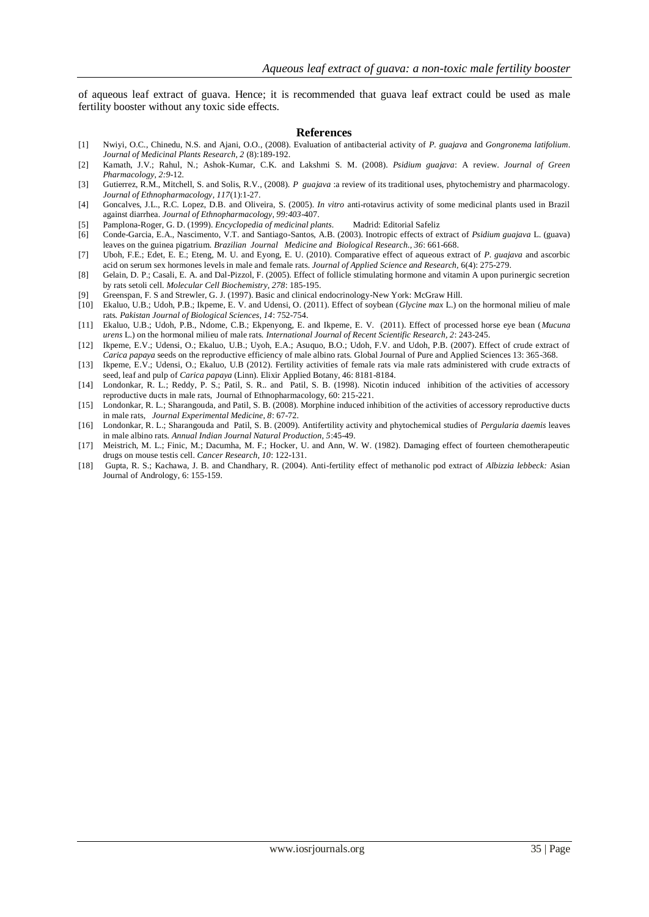of aqueous leaf extract of guava. Hence; it is recommended that guava leaf extract could be used as male fertility booster without any toxic side effects.

## References

[1] Nwiyi, O.C., Chinedu, N.S. and Ajani, O.O., (2008). Evaluation of antibacterial activity of *P. guajava* and *Gongronema latifolium*. *Journal of Medicinal Plants Research, 2* (8):189-192.

[2] Kamath, J.V.; Rahul, N.; Ashok-Kumar, C.K. and Lakshmi S. M. (2008). *Psidium guajava*: A review. *Journal of Green Pharmacology, 2:9*-12.

[3] Gutierrez, R.M., Mitchell, S. and Solis, R.V., (2008). *P guajava* :a review of its traditional uses, phytochemistry and pharmacology. *Journal of Ethnopharmacology, 117*(1):1-27.

[4] Goncalves, J.L., R.C. Lopez, D.B. and Oliveira, S. (2005). *In vitro* anti-rotavirus activity of some medicinal plants used in Brazil against diarrhea. *Journal of Ethnopharmacology, 99:403*-407.

[5] Pamplona-Roger, G. D. (1999). *Encyclopedia of medicinal plants*. Madrid: Editorial Safeliz

[6] Conde-Garcia, E.A., Nascimento, V.T. and Santiago-Santos, A.B. (2003). Inotropic effects of extract of *Psidium guajava* L. (guava) leaves on the guinea pigatrium. *Brazilian Journal Medicine and Biological Research., 36*: 661-668.

[7] Uboh, F.E.; Edet, E. E.; Eteng, M. U. and Eyong, E. U. (2010). Comparative effect of aqueous extract of *P. guajava* and ascorbic acid on serum sex hormones levels in male and female rats. *Journal of Applied Science and Research*, 6(4): 275-279.

[8] Gelain, D. P.; Casali, E. A. and Dal-Pizzol, F. (2005). Effect of follicle stimulating hormone and vitamin A upon purinergic secretion by rats setoli cell. *Molecular Cell Biochemistry, 278*: 185-195.

[9] Greenspan, F. S and Strewler, G. J. (1997). Basic and clinical endocrinology-New York: McGraw Hill.

[10] Ekaluo, U.B.; Udoh, P.B.; Ikpeme, E. V. and Udensi, O. (2011). Effect of soybean (*Glycine max* L.) on the hormonal milieu of male rats. *Pakistan Journal of Biological Sciences, 14*: 752-754.

[11] Ekaluo, U.B.; Udoh, P.B., Ndome, C.B.; Ekpenyong, E. and Ikpeme, E. V. (2011). Effect of processed horse eye bean (*Mucuna urens* L.) on the hormonal milieu of male rats. *International Journal of Recent Scientific Research, 2*: 243-245.

[12] Ikpeme, E.V.; Udensi, O.; Ekaluo, U.B.; Uyoh, E.A.; Asuquo, B.O.; Udoh, F.V. and Udoh, P.B. (2007). Effect of crude extract of *Carica papaya* seeds on the reproductive efficiency of male albino rats. Global Journal of Pure and Applied Sciences 13: 365-368.

[13] Ikpeme, E.V.; Udensi, O.; Ekaluo, U.B (2012). Fertility activities of female rats via male rats administered with crude extracts of seed, leaf and pulp of *Carica papaya* (Linn). Elixir Applied Botany, 46: 8181-8184.

[14] Londonkar, R. L.; Reddy, P. S.; Patil, S. R.. and Patil, S. B. (1998). Nicotin induced inhibition of the activities of accessory reproductive ducts in male rats, Journal of Ethnopharmacology, 60: 215-221.

[15] Londonkar, R. L.; Sharangouda, and Patil, S. B. (2008). Morphine induced inhibition of the activities of accessory reproductive ducts in male rats, *Journal Experimental Medicine, 8*: 67-72.

[16] Londonkar, R. L.; Sharangouda and Patil, S. B. (2009). Antifertility activity and phytochemical studies of *Pergularia daemis* leaves in male albino rats. *Annual Indian Journal Natural Production, 5*:45-49.

[17] Meistrich, M. L.; Finic, M.; Dacumha, M. F.; Hocker, U. and Ann, W. W. (1982). Damaging effect of fourteen chemotherapeutic drugs on mouse testis cell. *Cancer Research, 10*: 122-131.

[18] Gupta, R. S.; Kachawa, J. B. and Chandhary, R. (2004). Anti-fertility effect of methanolic pod extract of *Albizzia lebbeck:* Asian Journal of Andrology, 6: 155-159.